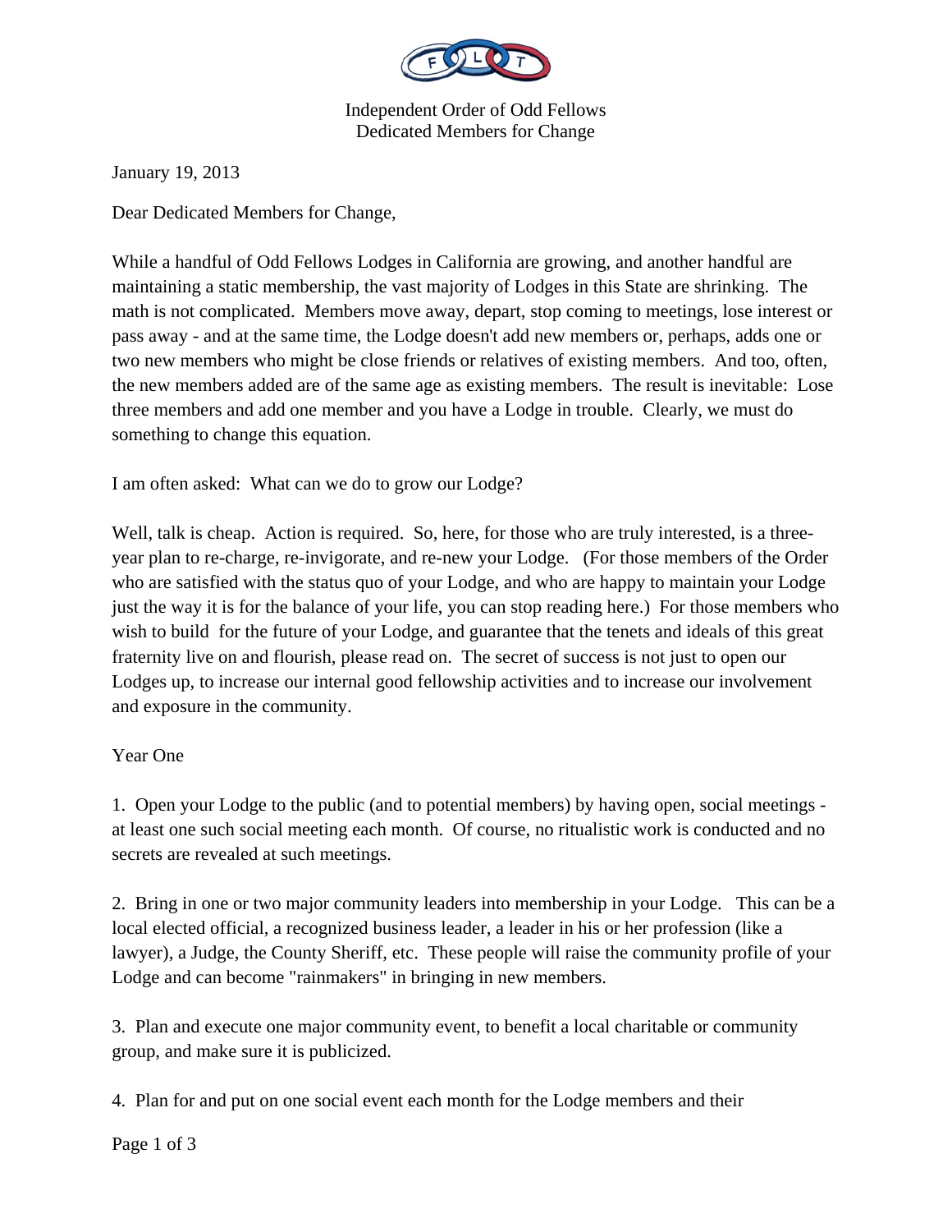Independent Order of Odd Fellows
Dedicated Members for Change

January 19, 2013

Dear Dedicated Members for Change,

While a handful of Odd Fellows Lodges in California are growing, and another handful are maintaining a static membership, the vast majority of Lodges in this State are shrinking. The math is not complicated. Members move away, depart, stop coming to meetings, lose interest or pass away - and at the same time, the Lodge doesn't add new members or, perhaps, adds one or two new members who might be close friends or relatives of existing members. And too, often, the new members added are of the same age as existing members. The result is inevitable: Lose three members and add one member and you have a Lodge in trouble. Clearly, we must do something to change this equation.

I am often asked: What can we do to grow our Lodge?

Well, talk is cheap. Action is required. So, here, for those who are truly interested, is a three-year plan to re-charge, re-invigorate, and re-new your Lodge. (For those members of the Order who are satisfied with the status quo of your Lodge, and who are happy to maintain your Lodge just the way it is for the balance of your life, you can stop reading here.) For those members who wish to build for the future of your Lodge, and guarantee that the tenets and ideals of this great fraternity live on and flourish, please read on. The secret of success is not just to open our Lodges up, to increase our internal good fellowship activities and to increase our involvement and exposure in the community.

Year One

1. Open your Lodge to the public (and to potential members) by having open, social meetings - at least one such social meeting each month. Of course, no ritualistic work is conducted and no secrets are revealed at such meetings.

2. Bring in one or two major community leaders into membership in your Lodge. This can be a local elected official, a recognized business leader, a leader in his or her profession (like a lawyer), a Judge, the County Sheriff, etc. These people will raise the community profile of your Lodge and can become "rainmakers" in bringing in new members.

3. Plan and execute one major community event, to benefit a local charitable or community group, and make sure it is publicized.

4. Plan for and put on one social event each month for the Lodge members and their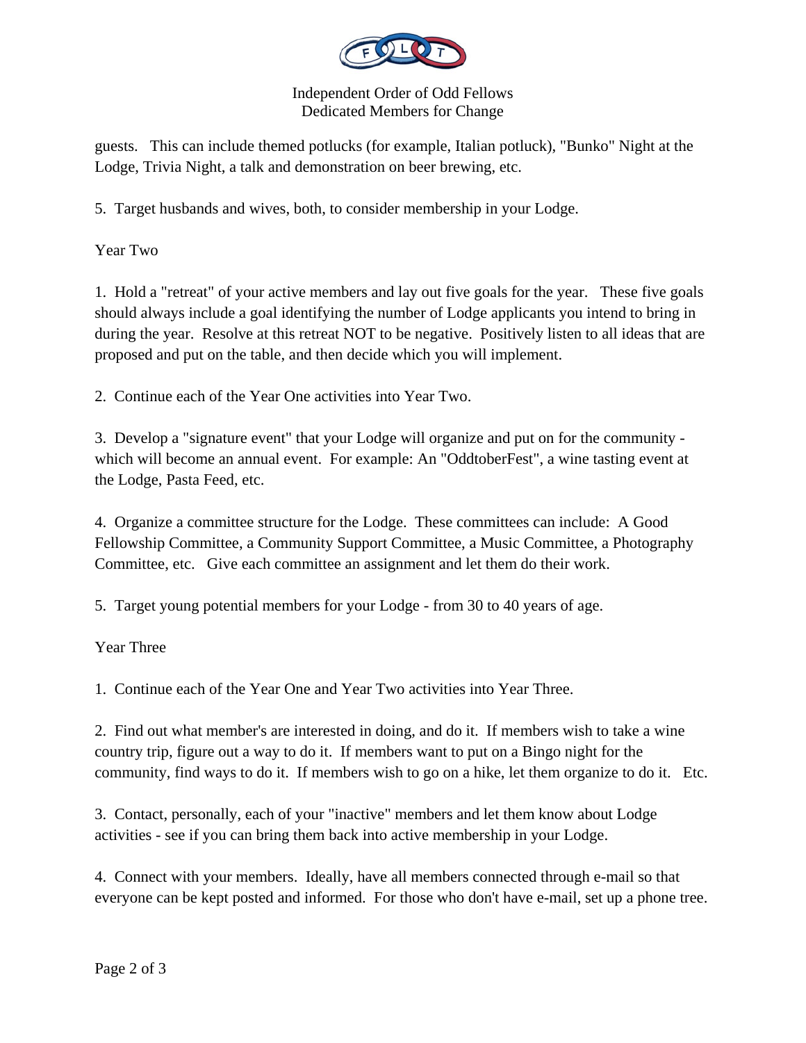guests. This can include themed potlucks (for example, Italian potluck), "Bunko" Night at the Lodge, Trivia Night, a talk and demonstration on beer brewing, etc.

5. Target husbands and wives, both, to consider membership in your Lodge.

Year Two

1. Hold a "retreat" of your active members and lay out five goals for the year. These five goals should always include a goal identifying the number of Lodge applicants you intend to bring in during the year. Resolve at this retreat NOT to be negative. Positively listen to all ideas that are proposed and put on the table, and then decide which you will implement.

2. Continue each of the Year One activities into Year Two.

3. Develop a "signature event" that your Lodge will organize and put on for the community - which will become an annual event. For example: An "OddtoberFest", a wine tasting event at the Lodge, Pasta Feed, etc.

4. Organize a committee structure for the Lodge. These committees can include: A Good Fellowship Committee, a Community Support Committee, a Music Committee, a Photography Committee, etc. Give each committee an assignment and let them do their work.

5. Target young potential members for your Lodge - from 30 to 40 years of age.

Year Three

1. Continue each of the Year One and Year Two activities into Year Three.

2. Find out what member's are interested in doing, and do it. If members wish to take a wine country trip, figure out a way to do it. If members want to put on a Bingo night for the community, find ways to do it. If members wish to go on a hike, let them organize to do it. Etc.

3. Contact, personally, each of your "inactive" members and let them know about Lodge activities - see if you can bring them back into active membership in your Lodge.

4. Connect with your members. Ideally, have all members connected through e-mail so that everyone can be kept posted and informed. For those who don't have e-mail, set up a phone tree.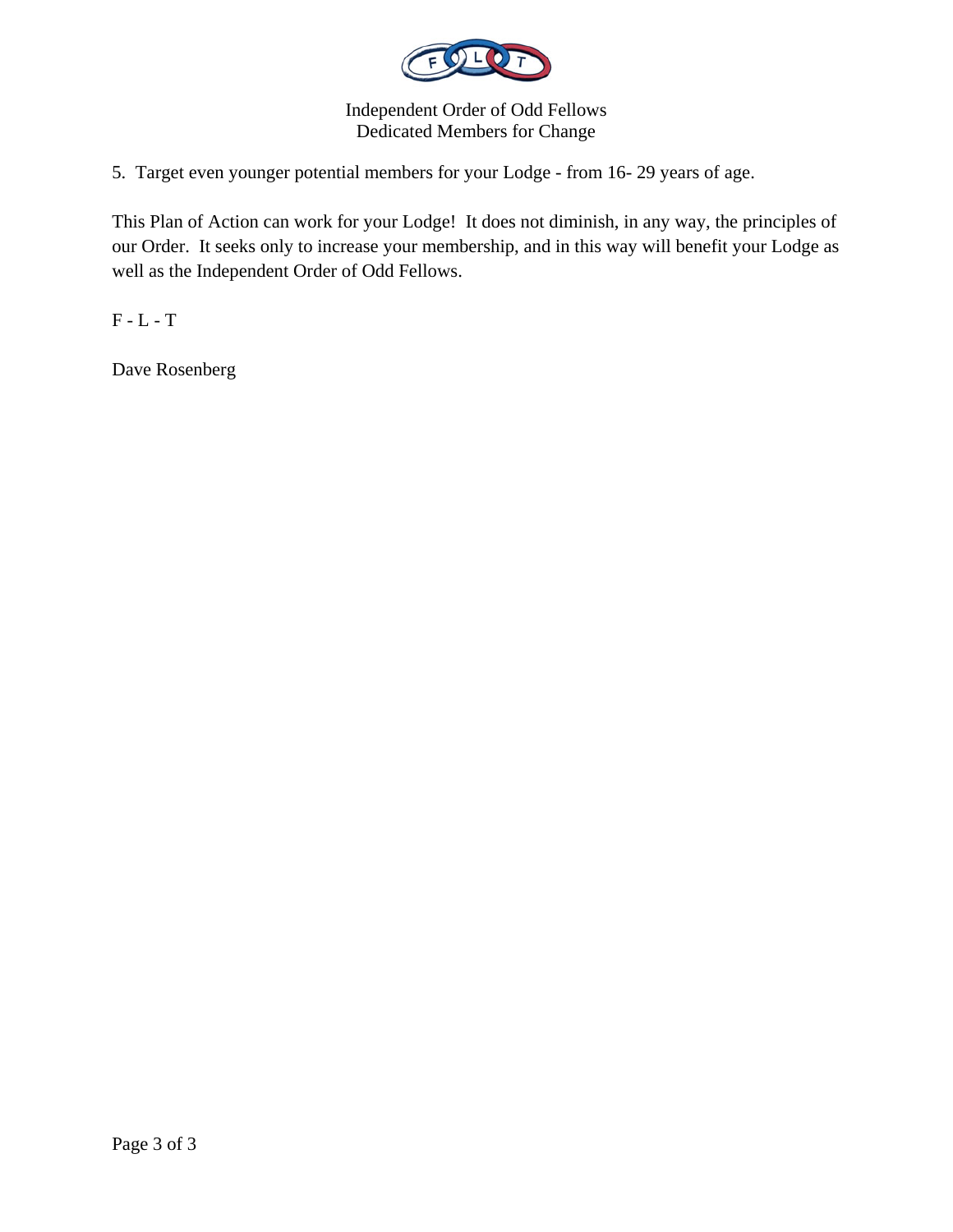Independent Order of Odd Fellows
Dedicated Members for Change

5. Target even younger potential members for your Lodge - from 16- 29 years of age.

This Plan of Action can work for your Lodge! It does not diminish, in any way, the principles of our Order. It seeks only to increase your membership, and in this way will benefit your Lodge as well as the Independent Order of Odd Fellows.

F - L - T

Dave Rosenberg